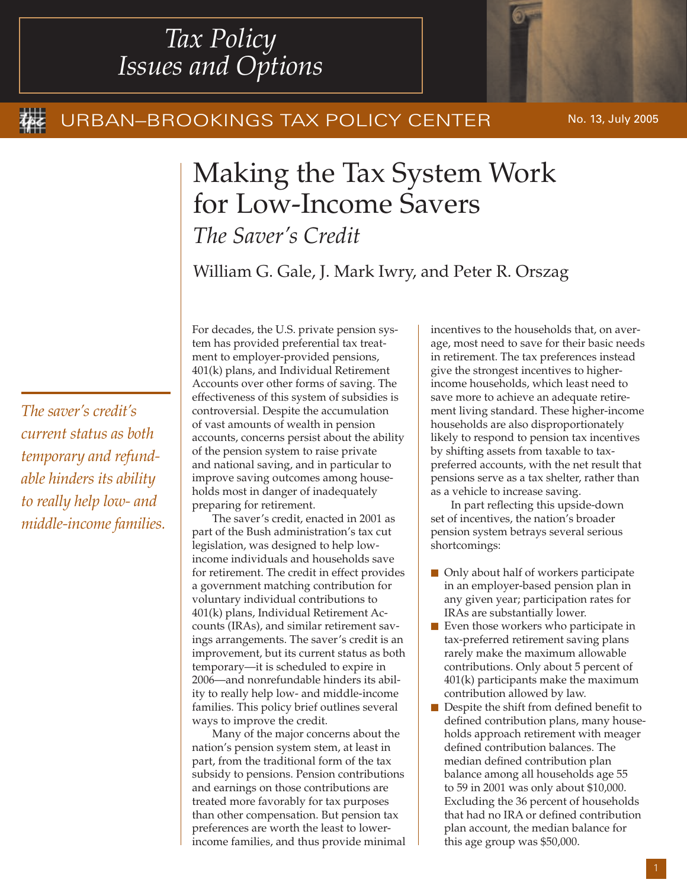# Tax Policy Issues and Options

URBAN–BROOKINGS TAX POLICY CENTER

No. 13, July 2005

# Making the Tax System Work for Low-Income Savers

## *The Saver's Credit*

William G. Gale, J. Mark Iwry, and Peter R. Orszag

*The saver's credit's current status as both temporary and refundable hinders its ability to really help low- and middle-income families.*

For decades, the U.S. private pension system has provided preferential tax treatment to employer-provided pensions, 401(k) plans, and Individual Retirement Accounts over other forms of saving. The effectiveness of this system of subsidies is controversial. Despite the accumulation of vast amounts of wealth in pension accounts, concerns persist about the ability of the pension system to raise private and national saving, and in particular to improve saving outcomes among households most in danger of inadequately preparing for retirement.

The saver's credit, enacted in 2001 as part of the Bush administration's tax cut legislation, was designed to help low-income individuals and households save for retirement. The credit in effect provides a government matching contribution for voluntary individual contributions to 401(k) plans, Individual Retirement Accounts (IRAs), and similar retirement savings arrangements. The saver's credit is an improvement, but its current status as both temporary—it is scheduled to expire in 2006—and nonrefundable hinders its ability to really help low- and middle-income families. This policy brief outlines several ways to improve the credit.

Many of the major concerns about the nation's pension system stem, at least in part, from the traditional form of the tax subsidy to pensions. Pension contributions and earnings on those contributions are treated more favorably for tax purposes than other compensation. But pension tax preferences are worth the least to lower-income families, and thus provide minimal incentives to the households that, on average, most need to save for their basic needs in retirement. The tax preferences instead give the strongest incentives to higher-income households, which least need to save more to achieve an adequate retirement living standard. These higher-income households are also disproportionately likely to respond to pension tax incentives by shifting assets from taxable to tax-preferred accounts, with the net result that pensions serve as a tax shelter, rather than as a vehicle to increase saving.

In part reflecting this upside-down set of incentives, the nation's broader pension system betrays several serious shortcomings:

- Only about half of workers participate in an employer-based pension plan in any given year; participation rates for IRAs are substantially lower.
- Even those workers who participate in tax-preferred retirement saving plans rarely make the maximum allowable contributions. Only about 5 percent of 401(k) participants make the maximum contribution allowed by law.
- Despite the shift from defined benefit to defined contribution plans, many households approach retirement with meager defined contribution balances. The median defined contribution plan balance among all households age 55 to 59 in 2001 was only about $10,000. Excluding the 36 percent of households that had no IRA or defined contribution plan account, the median balance for this age group was $50,000.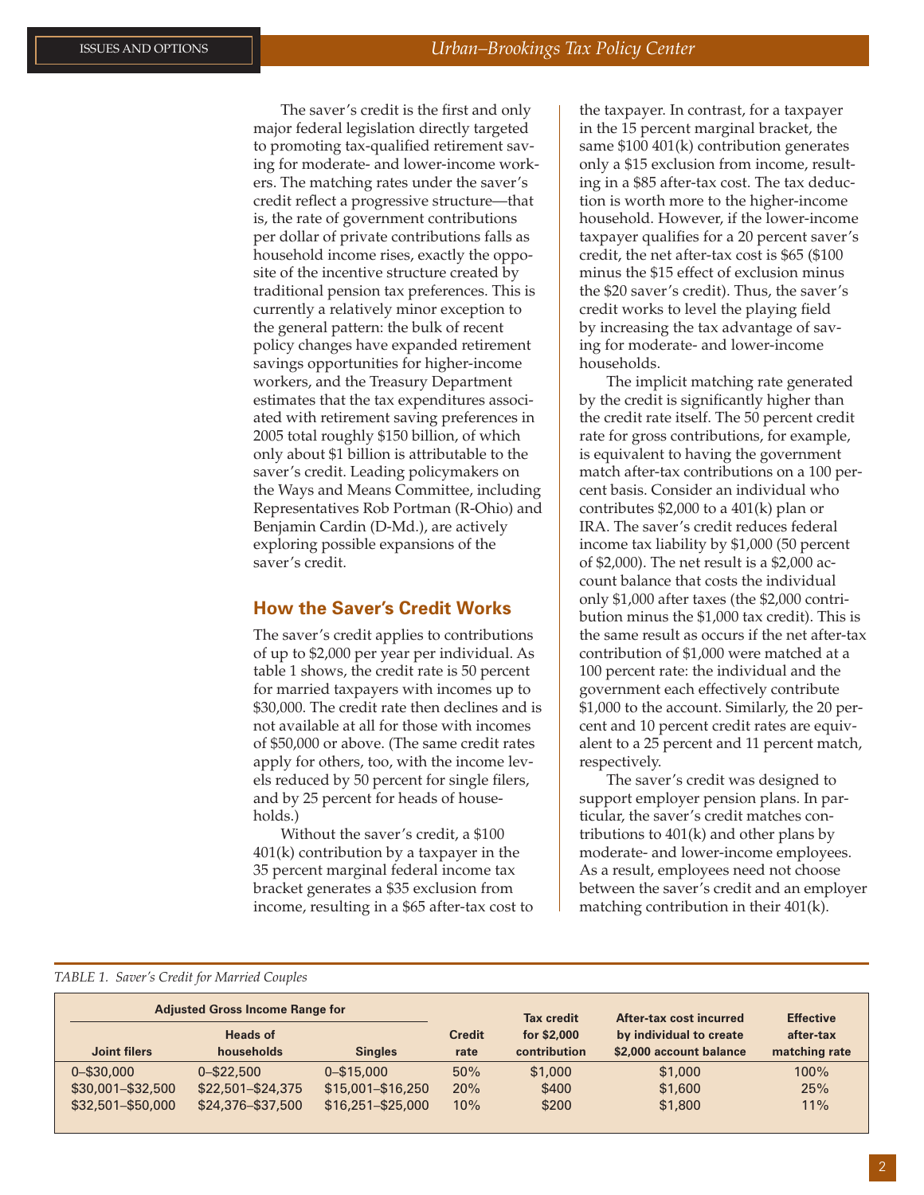The saver's credit is the first and only major federal legislation directly targeted to promoting tax-qualified retirement saving for moderate- and lower-income workers. The matching rates under the saver's credit reflect a progressive structure—that is, the rate of government contributions per dollar of private contributions falls as household income rises, exactly the opposite of the incentive structure created by traditional pension tax preferences. This is currently a relatively minor exception to the general pattern: the bulk of recent policy changes have expanded retirement savings opportunities for higher-income workers, and the Treasury Department estimates that the tax expenditures associated with retirement saving preferences in 2005 total roughly $150 billion, of which only about $1 billion is attributable to the saver's credit. Leading policymakers on the Ways and Means Committee, including Representatives Rob Portman (R-Ohio) and Benjamin Cardin (D-Md.), are actively exploring possible expansions of the saver's credit.

## How the Saver's Credit Works

The saver's credit applies to contributions of up to $2,000 per year per individual. As table 1 shows, the credit rate is 50 percent for married taxpayers with incomes up to $30,000. The credit rate then declines and is not available at all for those with incomes of $50,000 or above. (The same credit rates apply for others, too, with the income levels reduced by 50 percent for single filers, and by 25 percent for heads of households.)

Without the saver's credit, a $100 401(k) contribution by a taxpayer in the 35 percent marginal federal income tax bracket generates a $35 exclusion from income, resulting in a $65 after-tax cost to the taxpayer. In contrast, for a taxpayer in the 15 percent marginal bracket, the same $100 401(k) contribution generates only a $15 exclusion from income, resulting in a $85 after-tax cost. The tax deduction is worth more to the higher-income household. However, if the lower-income taxpayer qualifies for a 20 percent saver's credit, the net after-tax cost is $65 ($100 minus the $15 effect of exclusion minus the $20 saver's credit). Thus, the saver's credit works to level the playing field by increasing the tax advantage of saving for moderate- and lower-income households.

The implicit matching rate generated by the credit is significantly higher than the credit rate itself. The 50 percent credit rate for gross contributions, for example, is equivalent to having the government match after-tax contributions on a 100 percent basis. Consider an individual who contributes $2,000 to a 401(k) plan or IRA. The saver's credit reduces federal income tax liability by $1,000 (50 percent of $2,000). The net result is a $2,000 account balance that costs the individual only $1,000 after taxes (the $2,000 contribution minus the $1,000 tax credit). This is the same result as occurs if the net after-tax contribution of $1,000 were matched at a 100 percent rate: the individual and the government each effectively contribute $1,000 to the account. Similarly, the 20 percent and 10 percent credit rates are equivalent to a 25 percent and 11 percent match, respectively.

The saver's credit was designed to support employer pension plans. In particular, the saver's credit matches contributions to 401(k) and other plans by moderate- and lower-income employees. As a result, employees need not choose between the saver's credit and an employer matching contribution in their 401(k).

*TABLE 1. Saver's Credit for Married Couples*

| Adjusted Gross Income Range for | | | | | | |
|---|---|---|---|---|---|---|
| Joint filers | Heads of households | Singles | Credit rate | Tax credit for $2,000 contribution | After-tax cost incurred by individual to create $2,000 account balance | Effective after-tax matching rate |
| 0–$30,000 | 0–$22,500 | 0–$15,000 | 50% | $1,000 | $1,000 | 100% |
| $30,001–$32,500 | $22,501–$24,375 | $15,001–$16,250 | 20% | $400 | $1,600 | 25% |
| $32,501–$50,000 | $24,376–$37,500 | $16,251–$25,000 | 10% | $200 | $1,800 | 11% |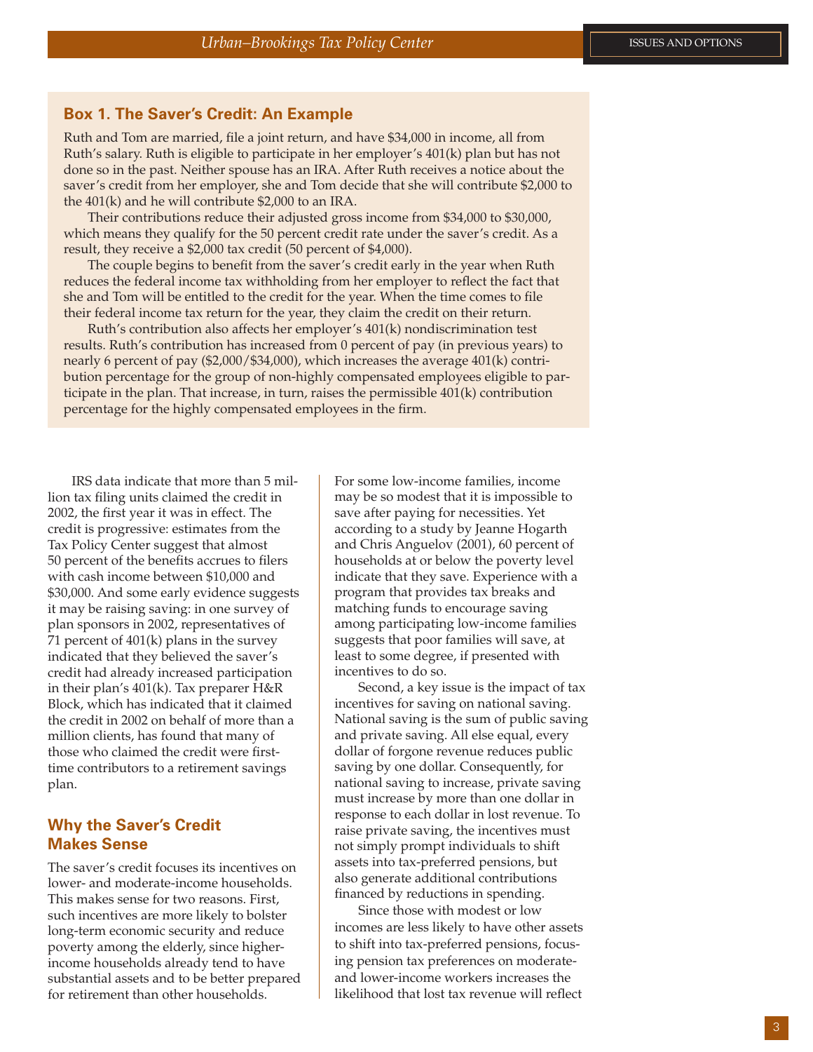### Box 1. The Saver's Credit: An Example

Ruth and Tom are married, file a joint return, and have $34,000 in income, all from Ruth's salary. Ruth is eligible to participate in her employer's 401(k) plan but has not done so in the past. Neither spouse has an IRA. After Ruth receives a notice about the saver's credit from her employer, she and Tom decide that she will contribute $2,000 to the 401(k) and he will contribute $2,000 to an IRA.

Their contributions reduce their adjusted gross income from $34,000 to $30,000, which means they qualify for the 50 percent credit rate under the saver's credit. As a result, they receive a $2,000 tax credit (50 percent of $4,000).

The couple begins to benefit from the saver's credit early in the year when Ruth reduces the federal income tax withholding from her employer to reflect the fact that she and Tom will be entitled to the credit for the year. When the time comes to file their federal income tax return for the year, they claim the credit on their return.

Ruth's contribution also affects her employer's 401(k) nondiscrimination test results. Ruth's contribution has increased from 0 percent of pay (in previous years) to nearly 6 percent of pay ($2,000/$34,000), which increases the average 401(k) contribution percentage for the group of non-highly compensated employees eligible to participate in the plan. That increase, in turn, raises the permissible 401(k) contribution percentage for the highly compensated employees in the firm.

IRS data indicate that more than 5 million tax filing units claimed the credit in 2002, the first year it was in effect. The credit is progressive: estimates from the Tax Policy Center suggest that almost 50 percent of the benefits accrues to filers with cash income between $10,000 and $30,000. And some early evidence suggests it may be raising saving: in one survey of plan sponsors in 2002, representatives of 71 percent of 401(k) plans in the survey indicated that they believed the saver's credit had already increased participation in their plan's 401(k). Tax preparer H&R Block, which has indicated that it claimed the credit in 2002 on behalf of more than a million clients, has found that many of those who claimed the credit were first-time contributors to a retirement savings plan.

## Why the Saver's Credit Makes Sense

The saver's credit focuses its incentives on lower- and moderate-income households. This makes sense for two reasons. First, such incentives are more likely to bolster long-term economic security and reduce poverty among the elderly, since higher-income households already tend to have substantial assets and to be better prepared for retirement than other households. For some low-income families, income may be so modest that it is impossible to save after paying for necessities. Yet according to a study by Jeanne Hogarth and Chris Anguelov (2001), 60 percent of households at or below the poverty level indicate that they save. Experience with a program that provides tax breaks and matching funds to encourage saving among participating low-income families suggests that poor families will save, at least to some degree, if presented with incentives to do so.

Second, a key issue is the impact of tax incentives for saving on national saving. National saving is the sum of public saving and private saving. All else equal, every dollar of forgone revenue reduces public saving by one dollar. Consequently, for national saving to increase, private saving must increase by more than one dollar in response to each dollar in lost revenue. To raise private saving, the incentives must not simply prompt individuals to shift assets into tax-preferred pensions, but also generate additional contributions financed by reductions in spending.

Since those with modest or low incomes are less likely to have other assets to shift into tax-preferred pensions, focusing pension tax preferences on moderate- and lower-income workers increases the likelihood that lost tax revenue will reflect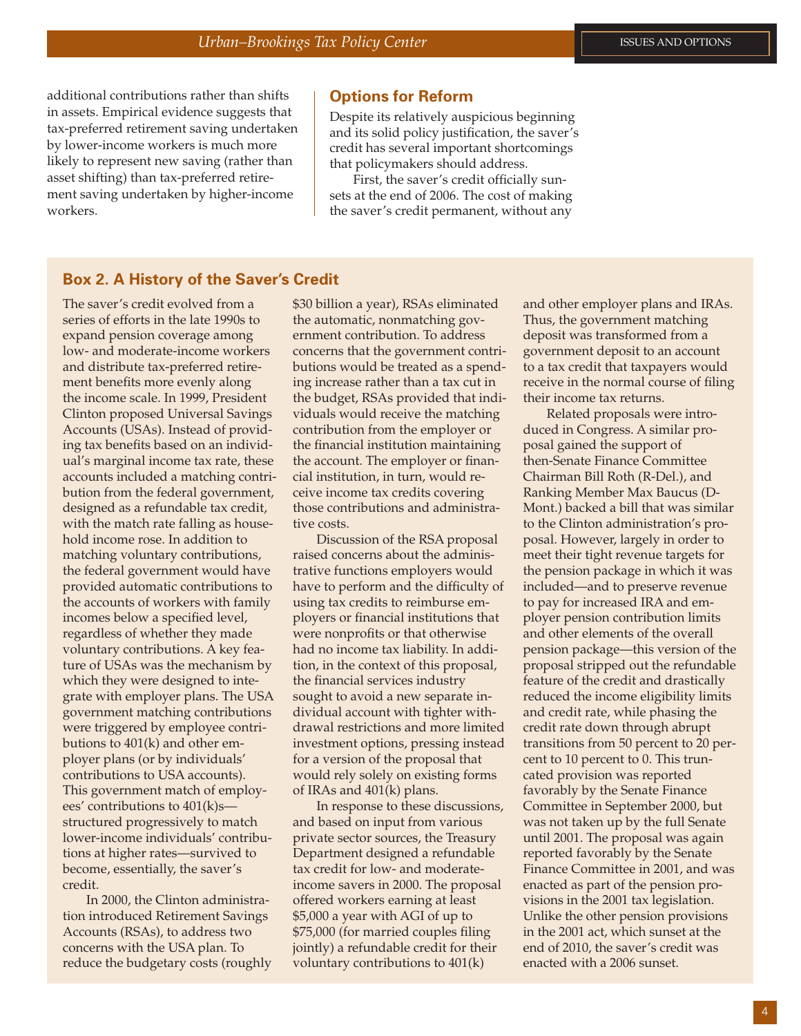additional contributions rather than shifts in assets. Empirical evidence suggests that tax-preferred retirement saving undertaken by lower-income workers is much more likely to represent new saving (rather than asset shifting) than tax-preferred retirement saving undertaken by higher-income workers.

## Options for Reform

Despite its relatively auspicious beginning and its solid policy justification, the saver's credit has several important shortcomings that policymakers should address.

First, the saver's credit officially sunsets at the end of 2006. The cost of making the saver's credit permanent, without any

### Box 2. A History of the Saver's Credit

The saver's credit evolved from a series of efforts in the late 1990s to expand pension coverage among low- and moderate-income workers and distribute tax-preferred retirement benefits more evenly along the income scale. In 1999, President Clinton proposed Universal Savings Accounts (USAs). Instead of providing tax benefits based on an individual's marginal income tax rate, these accounts included a matching contribution from the federal government, designed as a refundable tax credit, with the match rate falling as household income rose. In addition to matching voluntary contributions, the federal government would have provided automatic contributions to the accounts of workers with family incomes below a specified level, regardless of whether they made voluntary contributions. A key feature of USAs was the mechanism by which they were designed to integrate with employer plans. The USA government matching contributions were triggered by employee contributions to 401(k) and other employer plans (or by individuals' contributions to USA accounts). This government match of employees' contributions to 401(k)s—structured progressively to match lower-income individuals' contributions at higher rates—survived to become, essentially, the saver's credit.

In 2000, the Clinton administration introduced Retirement Savings Accounts (RSAs), to address two concerns with the USA plan. To reduce the budgetary costs (roughly $30 billion a year), RSAs eliminated the automatic, nonmatching government contribution. To address concerns that the government contributions would be treated as a spending increase rather than a tax cut in the budget, RSAs provided that individuals would receive the matching contribution from the employer or the financial institution maintaining the account. The employer or financial institution, in turn, would receive income tax credits covering those contributions and administrative costs.

Discussion of the RSA proposal raised concerns about the administrative functions employers would have to perform and the difficulty of using tax credits to reimburse employers or financial institutions that were nonprofits or that otherwise had no income tax liability. In addition, in the context of this proposal, the financial services industry sought to avoid a new separate individual account with tighter withdrawal restrictions and more limited investment options, pressing instead for a version of the proposal that would rely solely on existing forms of IRAs and 401(k) plans.

In response to these discussions, and based on input from various private sector sources, the Treasury Department designed a refundable tax credit for low- and moderate-income savers in 2000. The proposal offered workers earning at least $5,000 a year with AGI of up to $75,000 (for married couples filing jointly) a refundable credit for their voluntary contributions to 401(k) and other employer plans and IRAs. Thus, the government matching deposit was transformed from a government deposit to an account to a tax credit that taxpayers would receive in the normal course of filing their income tax returns.

Related proposals were introduced in Congress. A similar proposal gained the support of then-Senate Finance Committee Chairman Bill Roth (R-Del.), and Ranking Member Max Baucus (D-Mont.) backed a bill that was similar to the Clinton administration's proposal. However, largely in order to meet their tight revenue targets for the pension package in which it was included—and to preserve revenue to pay for increased IRA and employer pension contribution limits and other elements of the overall pension package—this version of the proposal stripped out the refundable feature of the credit and drastically reduced the income eligibility limits and credit rate, while phasing the credit rate down through abrupt transitions from 50 percent to 20 percent to 10 percent to 0. This truncated provision was reported favorably by the Senate Finance Committee in September 2000, but was not taken up by the full Senate until 2001. The proposal was again reported favorably by the Senate Finance Committee in 2001, and was enacted as part of the pension provisions in the 2001 tax legislation. Unlike the other pension provisions in the 2001 act, which sunset at the end of 2010, the saver's credit was enacted with a 2006 sunset.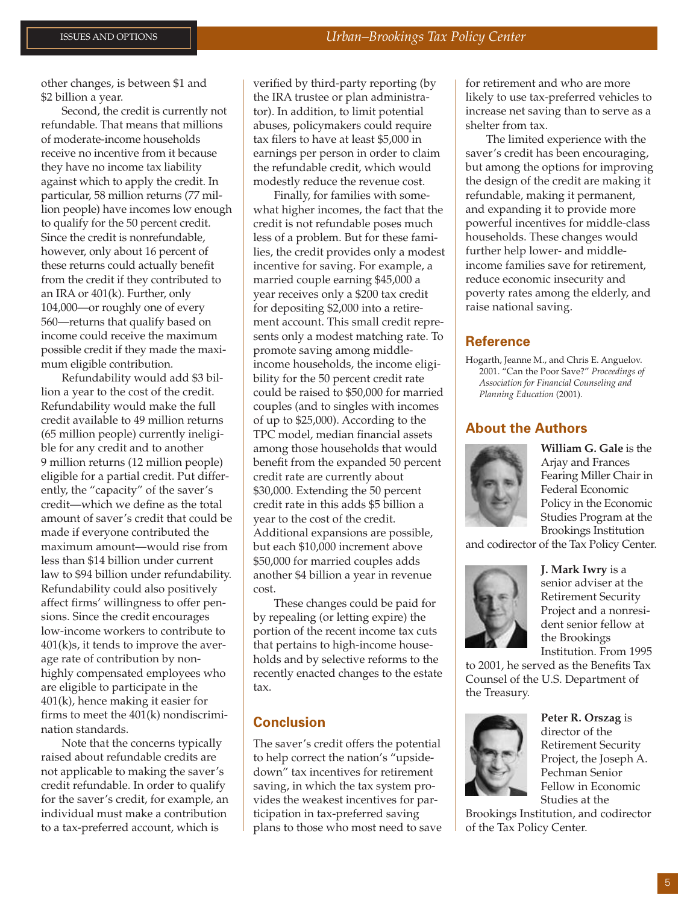other changes, is between $1 and $2 billion a year.

Second, the credit is currently not refundable. That means that millions of moderate-income households receive no incentive from it because they have no income tax liability against which to apply the credit. In particular, 58 million returns (77 million people) have incomes low enough to qualify for the 50 percent credit. Since the credit is nonrefundable, however, only about 16 percent of these returns could actually benefit from the credit if they contributed to an IRA or 401(k). Further, only 104,000—or roughly one of every 560—returns that qualify based on income could receive the maximum possible credit if they made the maximum eligible contribution.

Refundability would add $3 billion a year to the cost of the credit. Refundability would make the full credit available to 49 million returns (65 million people) currently ineligible for any credit and to another 9 million returns (12 million people) eligible for a partial credit. Put differently, the "capacity" of the saver's credit—which we define as the total amount of saver's credit that could be made if everyone contributed the maximum amount—would rise from less than $14 billion under current law to $94 billion under refundability. Refundability could also positively affect firms' willingness to offer pensions. Since the credit encourages low-income workers to contribute to 401(k)s, it tends to improve the average rate of contribution by non-highly compensated employees who are eligible to participate in the 401(k), hence making it easier for firms to meet the 401(k) nondiscrimination standards.

Note that the concerns typically raised about refundable credits are not applicable to making the saver's credit refundable. In order to qualify for the saver's credit, for example, an individual must make a contribution to a tax-preferred account, which is verified by third-party reporting (by the IRA trustee or plan administrator). In addition, to limit potential abuses, policymakers could require tax filers to have at least $5,000 in earnings per person in order to claim the refundable credit, which would modestly reduce the revenue cost.

Finally, for families with somewhat higher incomes, the fact that the credit is not refundable poses much less of a problem. But for these families, the credit provides only a modest incentive for saving. For example, a married couple earning $45,000 a year receives only a $200 tax credit for depositing $2,000 into a retirement account. This small credit represents only a modest matching rate. To promote saving among middle-income households, the income eligibility for the 50 percent credit rate could be raised to $50,000 for married couples (and to singles with incomes of up to $25,000). According to the TPC model, median financial assets among those households that would benefit from the expanded 50 percent credit rate are currently about $30,000. Extending the 50 percent credit rate in this adds $5 billion a year to the cost of the credit. Additional expansions are possible, but each $10,000 increment above $50,000 for married couples adds another $4 billion a year in revenue cost.

These changes could be paid for by repealing (or letting expire) the portion of the recent income tax cuts that pertains to high-income households and by selective reforms to the recently enacted changes to the estate tax.

## Conclusion

The saver's credit offers the potential to help correct the nation's "upside-down" tax incentives for retirement saving, in which the tax system provides the weakest incentives for participation in tax-preferred saving plans to those who most need to save for retirement and who are more likely to use tax-preferred vehicles to increase net saving than to serve as a shelter from tax.

The limited experience with the saver's credit has been encouraging, but among the options for improving the design of the credit are making it refundable, making it permanent, and expanding it to provide more powerful incentives for middle-class households. These changes would further help lower- and middle-income families save for retirement, reduce economic insecurity and poverty rates among the elderly, and raise national saving.

## Reference

Hogarth, Jeanne M., and Chris E. Anguelov. 2001. "Can the Poor Save?" *Proceedings of Association for Financial Counseling and Planning Education* (2001).

## About the Authors

**William G. Gale** is the Arjay and Frances Fearing Miller Chair in Federal Economic Policy in the Economic Studies Program at the Brookings Institution and codirector of the Tax Policy Center.

**J. Mark Iwry** is a senior adviser at the Retirement Security Project and a nonresident senior fellow at the Brookings Institution. From 1995 to 2001, he served as the Benefits Tax Counsel of the U.S. Department of the Treasury.

**Peter R. Orszag** is director of the Retirement Security Project, the Joseph A. Pechman Senior Fellow in Economic Studies at the Brookings Institution, and codirector of the Tax Policy Center.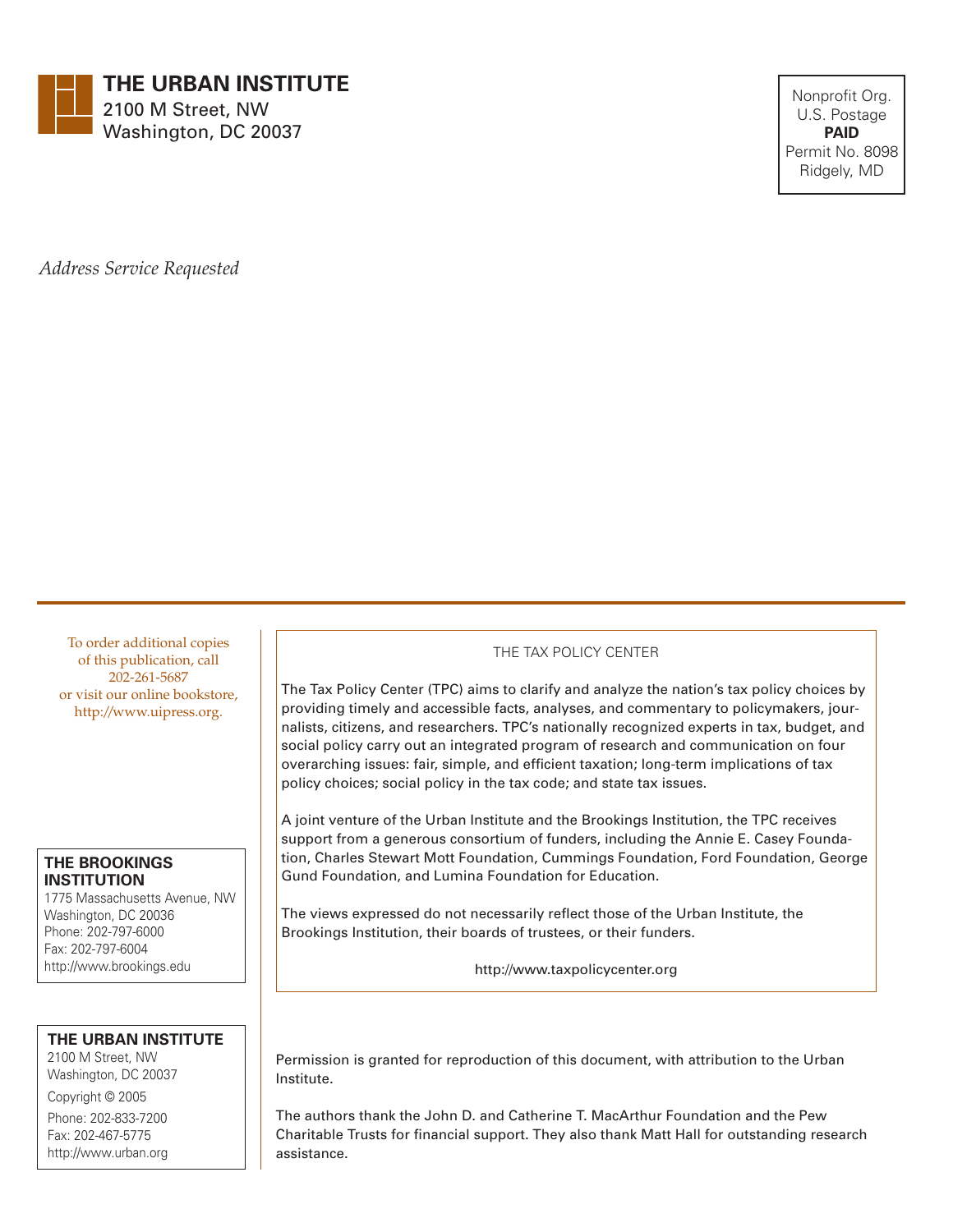**THE URBAN INSTITUTE**
2100 M Street, NW
Washington, DC 20037

Nonprofit Org.
U.S. Postage
**PAID**
Permit No. 8098
Ridgely, MD

*Address Service Requested*

To order additional copies of this publication, call 202-261-5687 or visit our online bookstore, http://www.uipress.org.

**THE BROOKINGS INSTITUTION**
1775 Massachusetts Avenue, NW
Washington, DC 20036
Phone: 202-797-6000
Fax: 202-797-6004
http://www.brookings.edu

**THE URBAN INSTITUTE**
2100 M Street, NW
Washington, DC 20037
Copyright © 2005
Phone: 202-833-7200
Fax: 202-467-5775
http://www.urban.org

## THE TAX POLICY CENTER

The Tax Policy Center (TPC) aims to clarify and analyze the nation's tax policy choices by providing timely and accessible facts, analyses, and commentary to policymakers, journalists, citizens, and researchers. TPC's nationally recognized experts in tax, budget, and social policy carry out an integrated program of research and communication on four overarching issues: fair, simple, and efficient taxation; long-term implications of tax policy choices; social policy in the tax code; and state tax issues.

A joint venture of the Urban Institute and the Brookings Institution, the TPC receives support from a generous consortium of funders, including the Annie E. Casey Foundation, Charles Stewart Mott Foundation, Cummings Foundation, Ford Foundation, George Gund Foundation, and Lumina Foundation for Education.

The views expressed do not necessarily reflect those of the Urban Institute, the Brookings Institution, their boards of trustees, or their funders.

http://www.taxpolicycenter.org

Permission is granted for reproduction of this document, with attribution to the Urban Institute.

The authors thank the John D. and Catherine T. MacArthur Foundation and the Pew Charitable Trusts for financial support. They also thank Matt Hall for outstanding research assistance.